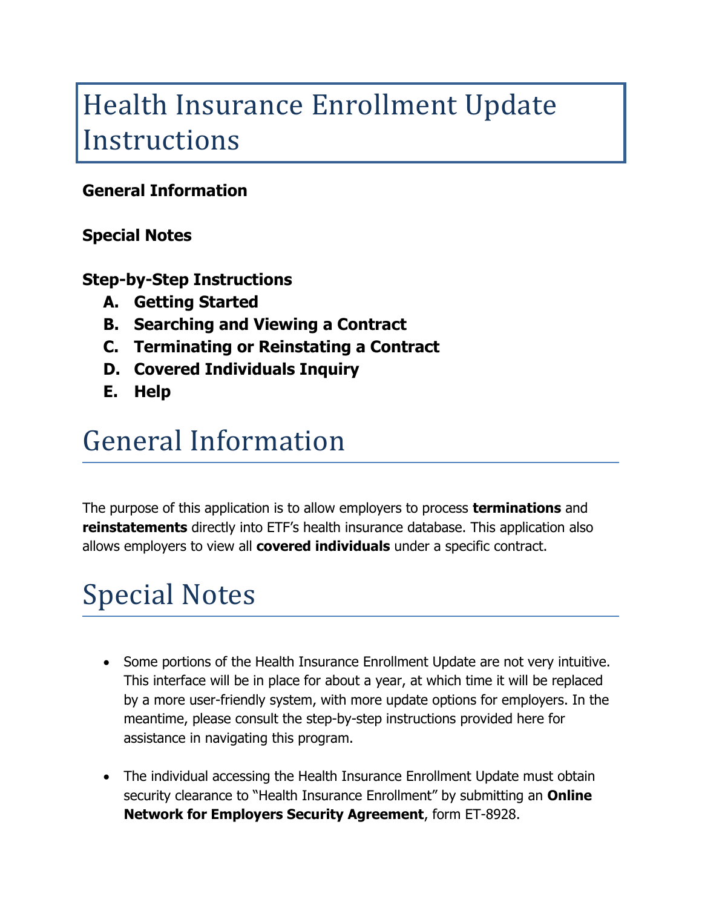# Health Insurance Enrollment Update Instructions

**General Information**

**Special Notes**

**Step-by-Step Instructions**

- **A. Getting Started**
- **B. Searching and Viewing a Contract**
- **C. Terminating or Reinstating a Contract**
- **D. Covered Individuals Inquiry**
- **E. Help**

## General Information

The purpose of this application is to allow employers to process **terminations** and **reinstatements** directly into ETF's health insurance database. This application also allows employers to view all **covered individuals** under a specific contract.

## Special Notes

- Some portions of the Health Insurance Enrollment Update are not very intuitive. This interface will be in place for about a year, at which time it will be replaced by a more user-friendly system, with more update options for employers. In the meantime, please consult the step-by-step instructions provided here for assistance in navigating this program.
- The individual accessing the Health Insurance Enrollment Update must obtain security clearance to "Health Insurance Enrollment" by submitting an **Online Network for Employers Security Agreement**, form ET-8928.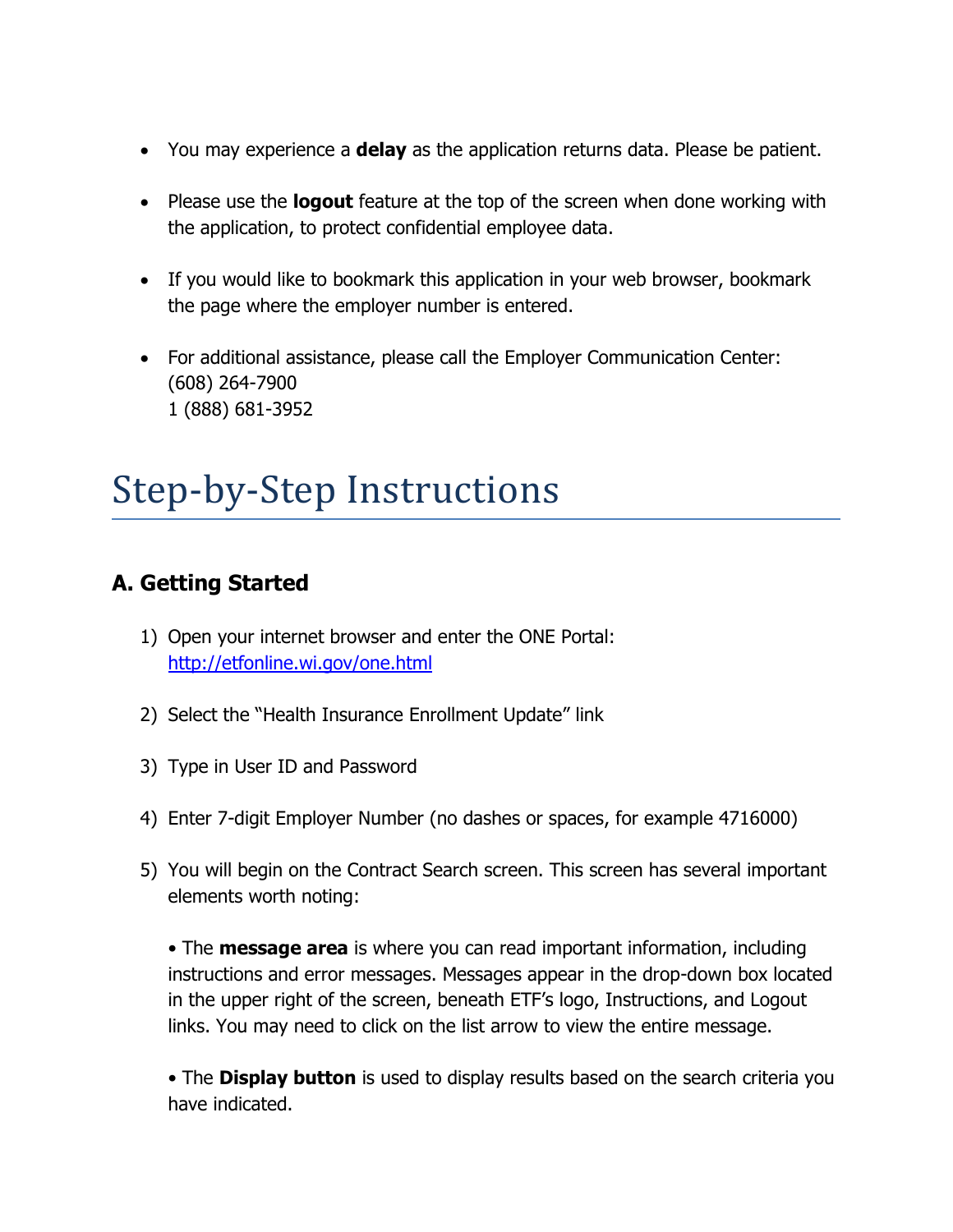- You may experience a **delay** as the application returns data. Please be patient.
- Please use the **logout** feature at the top of the screen when done working with the application, to protect confidential employee data.
- If you would like to bookmark this application in your web browser, bookmark the page where the employer number is entered.
- For additional assistance, please call the Employer Communication Center:
  (608) 264-7900
  1 (888) 681-3952

# Step-by-Step Instructions

## A. Getting Started

1) Open your internet browser and enter the ONE Portal: http://etfonline.wi.gov/one.html

2) Select the "Health Insurance Enrollment Update" link

3) Type in User ID and Password

4) Enter 7-digit Employer Number (no dashes or spaces, for example 4716000)

5) You will begin on the Contract Search screen. This screen has several important elements worth noting:

   • The **message area** is where you can read important information, including instructions and error messages. Messages appear in the drop-down box located in the upper right of the screen, beneath ETF's logo, Instructions, and Logout links. You may need to click on the list arrow to view the entire message.

   • The **Display button** is used to display results based on the search criteria you have indicated.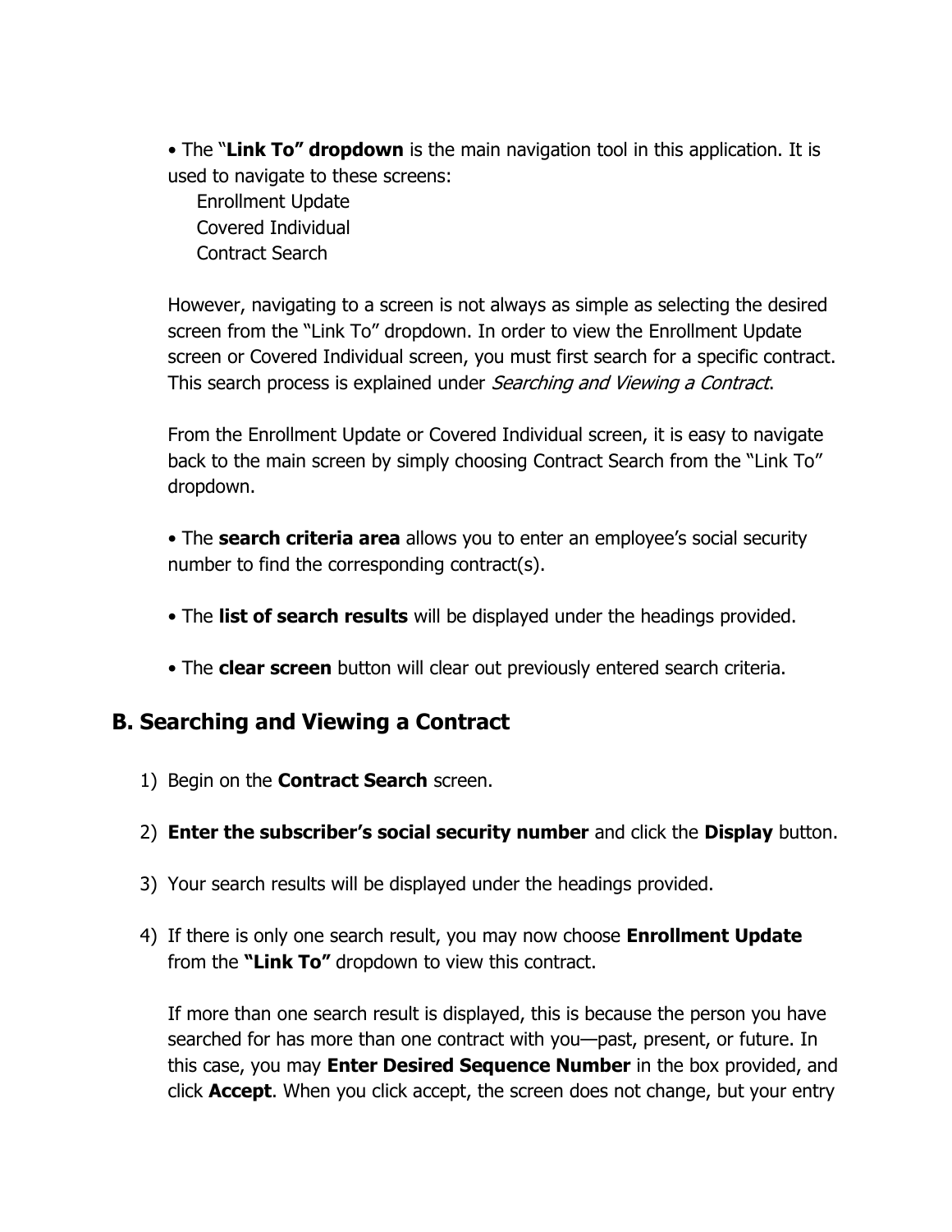- The "**Link To" dropdown** is the main navigation tool in this application. It is used to navigate to these screens:
  - Enrollment Update
  - Covered Individual
  - Contract Search

  However, navigating to a screen is not always as simple as selecting the desired screen from the "Link To" dropdown. In order to view the Enrollment Update screen or Covered Individual screen, you must first search for a specific contract. This search process is explained under *Searching and Viewing a Contract*.

  From the Enrollment Update or Covered Individual screen, it is easy to navigate back to the main screen by simply choosing Contract Search from the "Link To" dropdown.

- The **search criteria area** allows you to enter an employee's social security number to find the corresponding contract(s).

- The **list of search results** will be displayed under the headings provided.

- The **clear screen** button will clear out previously entered search criteria.

## B. Searching and Viewing a Contract

1) Begin on the **Contract Search** screen.

2) **Enter the subscriber's social security number** and click the **Display** button.

3) Your search results will be displayed under the headings provided.

4) If there is only one search result, you may now choose **Enrollment Update** from the **"Link To"** dropdown to view this contract.

   If more than one search result is displayed, this is because the person you have searched for has more than one contract with you—past, present, or future. In this case, you may **Enter Desired Sequence Number** in the box provided, and click **Accept**. When you click accept, the screen does not change, but your entry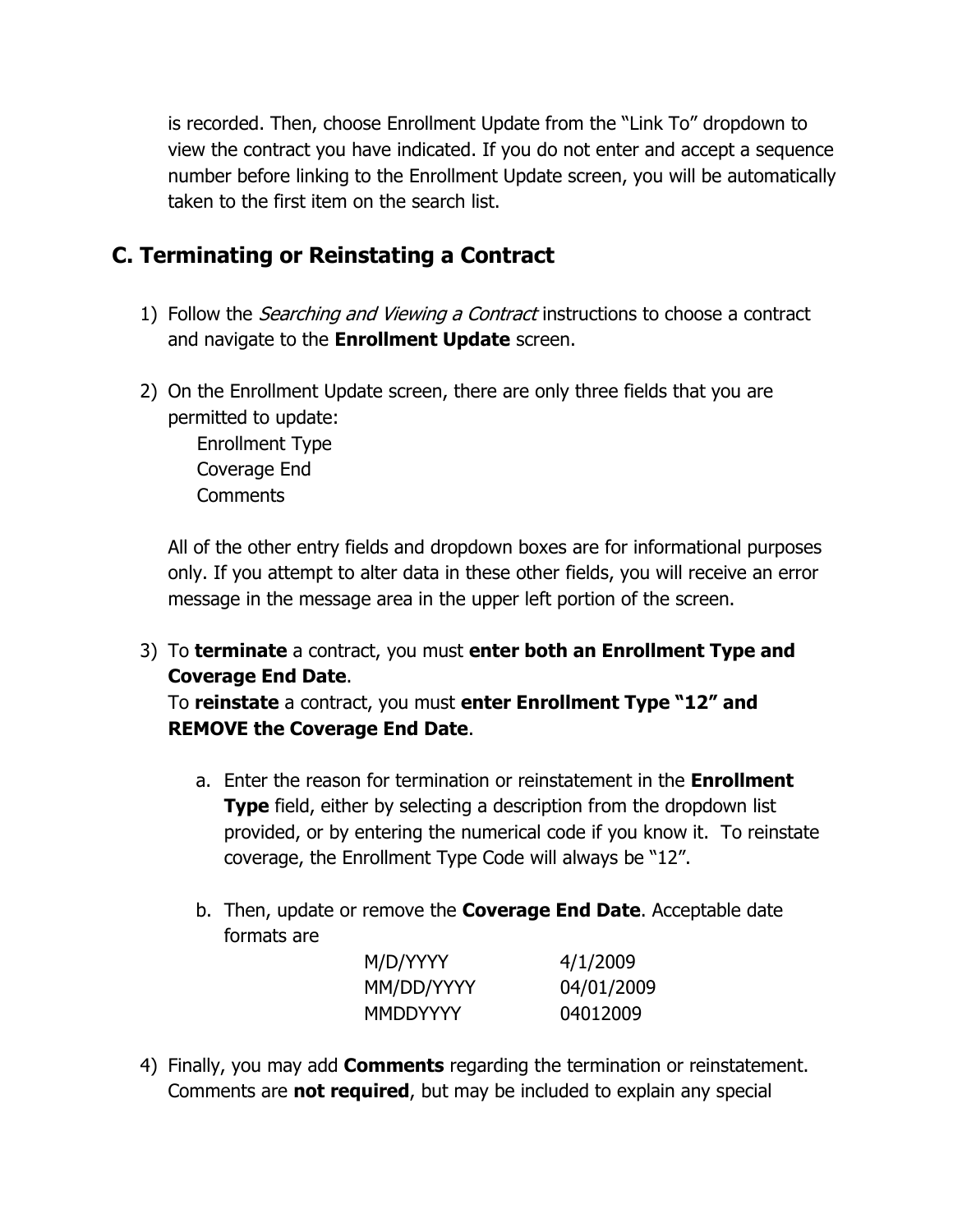is recorded. Then, choose Enrollment Update from the "Link To" dropdown to view the contract you have indicated. If you do not enter and accept a sequence number before linking to the Enrollment Update screen, you will be automatically taken to the first item on the search list.

## C. Terminating or Reinstating a Contract

1) Follow the *Searching and Viewing a Contract* instructions to choose a contract and navigate to the **Enrollment Update** screen.

2) On the Enrollment Update screen, there are only three fields that you are permitted to update:
   - Enrollment Type
   - Coverage End
   - Comments

   All of the other entry fields and dropdown boxes are for informational purposes only. If you attempt to alter data in these other fields, you will receive an error message in the message area in the upper left portion of the screen.

3) To **terminate** a contract, you must **enter both an Enrollment Type and Coverage End Date**.
   To **reinstate** a contract, you must **enter Enrollment Type "12" and REMOVE the Coverage End Date**.

   a. Enter the reason for termination or reinstatement in the **Enrollment Type** field, either by selecting a description from the dropdown list provided, or by entering the numerical code if you know it. To reinstate coverage, the Enrollment Type Code will always be "12".

   b. Then, update or remove the **Coverage End Date**. Acceptable date formats are

   | | |
   |---|---|
   | M/D/YYYY | 4/1/2009 |
   | MM/DD/YYYY | 04/01/2009 |
   | MMDDYYYY | 04012009 |

4) Finally, you may add **Comments** regarding the termination or reinstatement. Comments are **not required**, but may be included to explain any special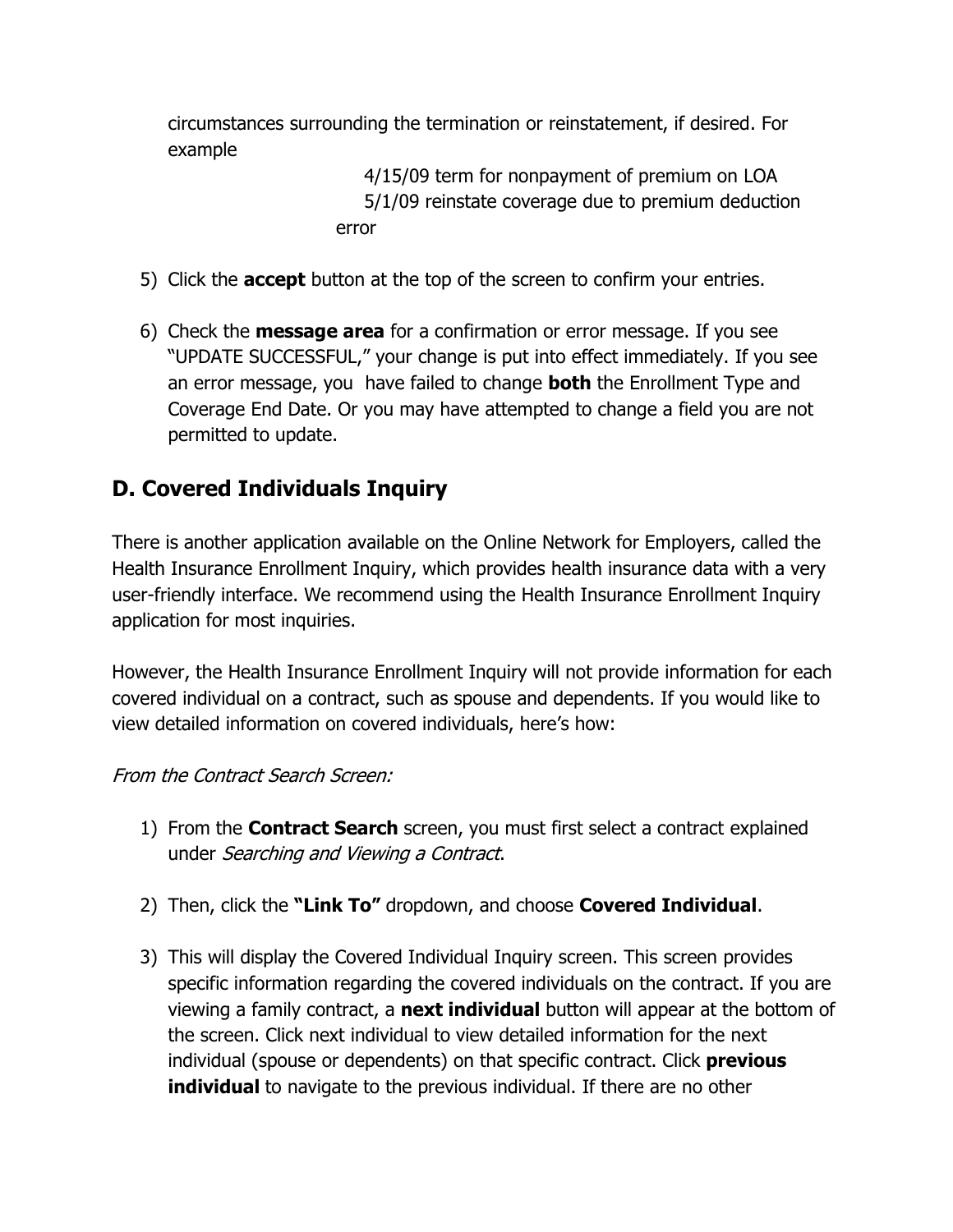circumstances surrounding the termination or reinstatement, if desired. For example

4/15/09 term for nonpayment of premium on LOA
5/1/09 reinstate coverage due to premium deduction error

5) Click the **accept** button at the top of the screen to confirm your entries.

6) Check the **message area** for a confirmation or error message. If you see "UPDATE SUCCESSFUL," your change is put into effect immediately. If you see an error message, you have failed to change **both** the Enrollment Type and Coverage End Date. Or you may have attempted to change a field you are not permitted to update.

## D. Covered Individuals Inquiry

There is another application available on the Online Network for Employers, called the Health Insurance Enrollment Inquiry, which provides health insurance data with a very user-friendly interface. We recommend using the Health Insurance Enrollment Inquiry application for most inquiries.

However, the Health Insurance Enrollment Inquiry will not provide information for each covered individual on a contract, such as spouse and dependents. If you would like to view detailed information on covered individuals, here's how:

*From the Contract Search Screen:*

1) From the **Contract Search** screen, you must first select a contract explained under *Searching and Viewing a Contract*.

2) Then, click the **"Link To"** dropdown, and choose **Covered Individual**.

3) This will display the Covered Individual Inquiry screen. This screen provides specific information regarding the covered individuals on the contract. If you are viewing a family contract, a **next individual** button will appear at the bottom of the screen. Click next individual to view detailed information for the next individual (spouse or dependents) on that specific contract. Click **previous individual** to navigate to the previous individual. If there are no other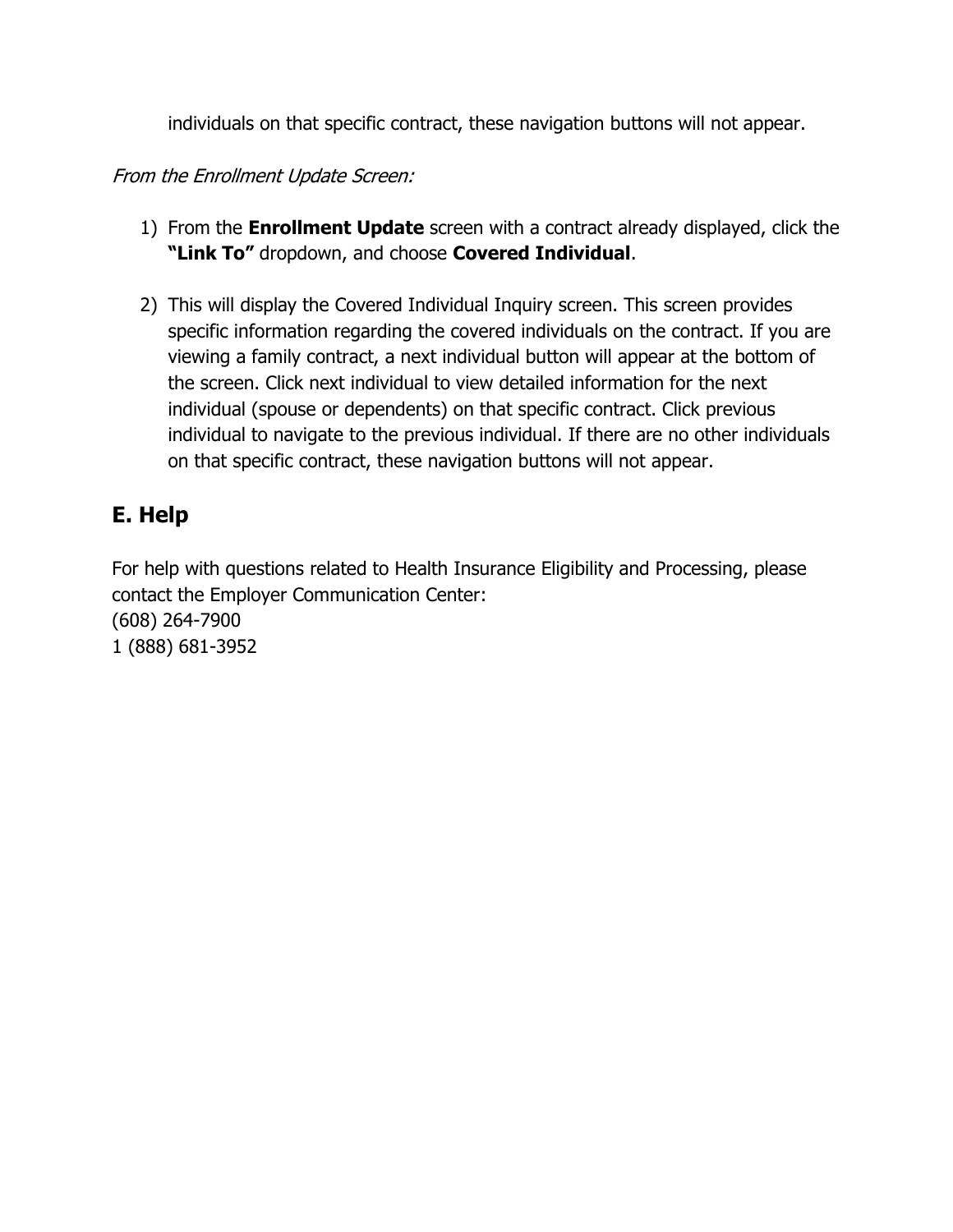individuals on that specific contract, these navigation buttons will not appear.

*From the Enrollment Update Screen:*

1) From the **Enrollment Update** screen with a contract already displayed, click the **"Link To"** dropdown, and choose **Covered Individual**.

2) This will display the Covered Individual Inquiry screen. This screen provides specific information regarding the covered individuals on the contract. If you are viewing a family contract, a next individual button will appear at the bottom of the screen. Click next individual to view detailed information for the next individual (spouse or dependents) on that specific contract. Click previous individual to navigate to the previous individual. If there are no other individuals on that specific contract, these navigation buttons will not appear.

## E. Help

For help with questions related to Health Insurance Eligibility and Processing, please contact the Employer Communication Center:
(608) 264-7900
1 (888) 681-3952